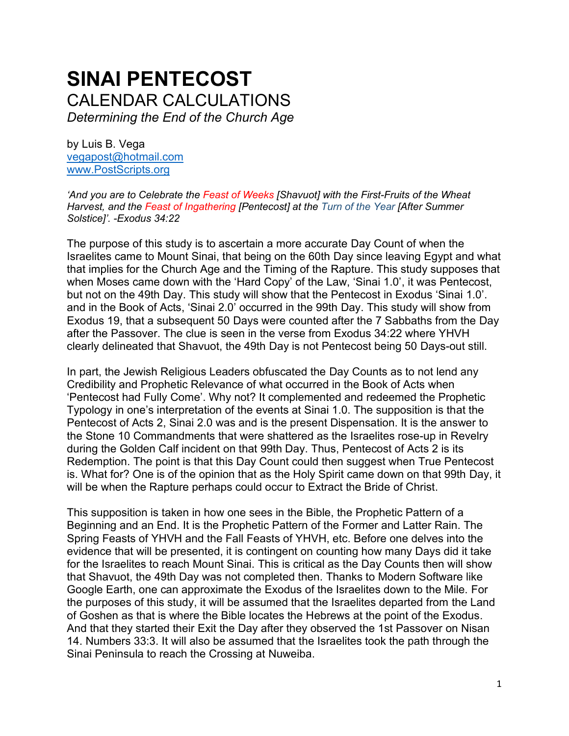# SINAI PENTECOST

## CALENDAR CALCULATIONS

*Determining the End of the Church Age*

by Luis B. Vega
vegapost@hotmail.com
www.PostScripts.org

*'And you are to Celebrate the Feast of Weeks [Shavuot] with the First-Fruits of the Wheat Harvest, and the Feast of Ingathering [Pentecost] at the Turn of the Year [After Summer Solstice]'. -Exodus 34:22*

The purpose of this study is to ascertain a more accurate Day Count of when the Israelites came to Mount Sinai, that being on the 60th Day since leaving Egypt and what that implies for the Church Age and the Timing of the Rapture. This study supposes that when Moses came down with the 'Hard Copy' of the Law, 'Sinai 1.0', it was Pentecost, but not on the 49th Day. This study will show that the Pentecost in Exodus 'Sinai 1.0'. and in the Book of Acts, 'Sinai 2.0' occurred in the 99th Day. This study will show from Exodus 19, that a subsequent 50 Days were counted after the 7 Sabbaths from the Day after the Passover. The clue is seen in the verse from Exodus 34:22 where YHVH clearly delineated that Shavuot, the 49th Day is not Pentecost being 50 Days-out still.

In part, the Jewish Religious Leaders obfuscated the Day Counts as to not lend any Credibility and Prophetic Relevance of what occurred in the Book of Acts when 'Pentecost had Fully Come'. Why not? It complemented and redeemed the Prophetic Typology in one's interpretation of the events at Sinai 1.0. The supposition is that the Pentecost of Acts 2, Sinai 2.0 was and is the present Dispensation. It is the answer to the Stone 10 Commandments that were shattered as the Israelites rose-up in Revelry during the Golden Calf incident on that 99th Day. Thus, Pentecost of Acts 2 is its Redemption. The point is that this Day Count could then suggest when True Pentecost is. What for? One is of the opinion that as the Holy Spirit came down on that 99th Day, it will be when the Rapture perhaps could occur to Extract the Bride of Christ.

This supposition is taken in how one sees in the Bible, the Prophetic Pattern of a Beginning and an End. It is the Prophetic Pattern of the Former and Latter Rain. The Spring Feasts of YHVH and the Fall Feasts of YHVH, etc. Before one delves into the evidence that will be presented, it is contingent on counting how many Days did it take for the Israelites to reach Mount Sinai. This is critical as the Day Counts then will show that Shavuot, the 49th Day was not completed then. Thanks to Modern Software like Google Earth, one can approximate the Exodus of the Israelites down to the Mile. For the purposes of this study, it will be assumed that the Israelites departed from the Land of Goshen as that is where the Bible locates the Hebrews at the point of the Exodus. And that they started their Exit the Day after they observed the 1st Passover on Nisan 14. Numbers 33:3. It will also be assumed that the Israelites took the path through the Sinai Peninsula to reach the Crossing at Nuweiba.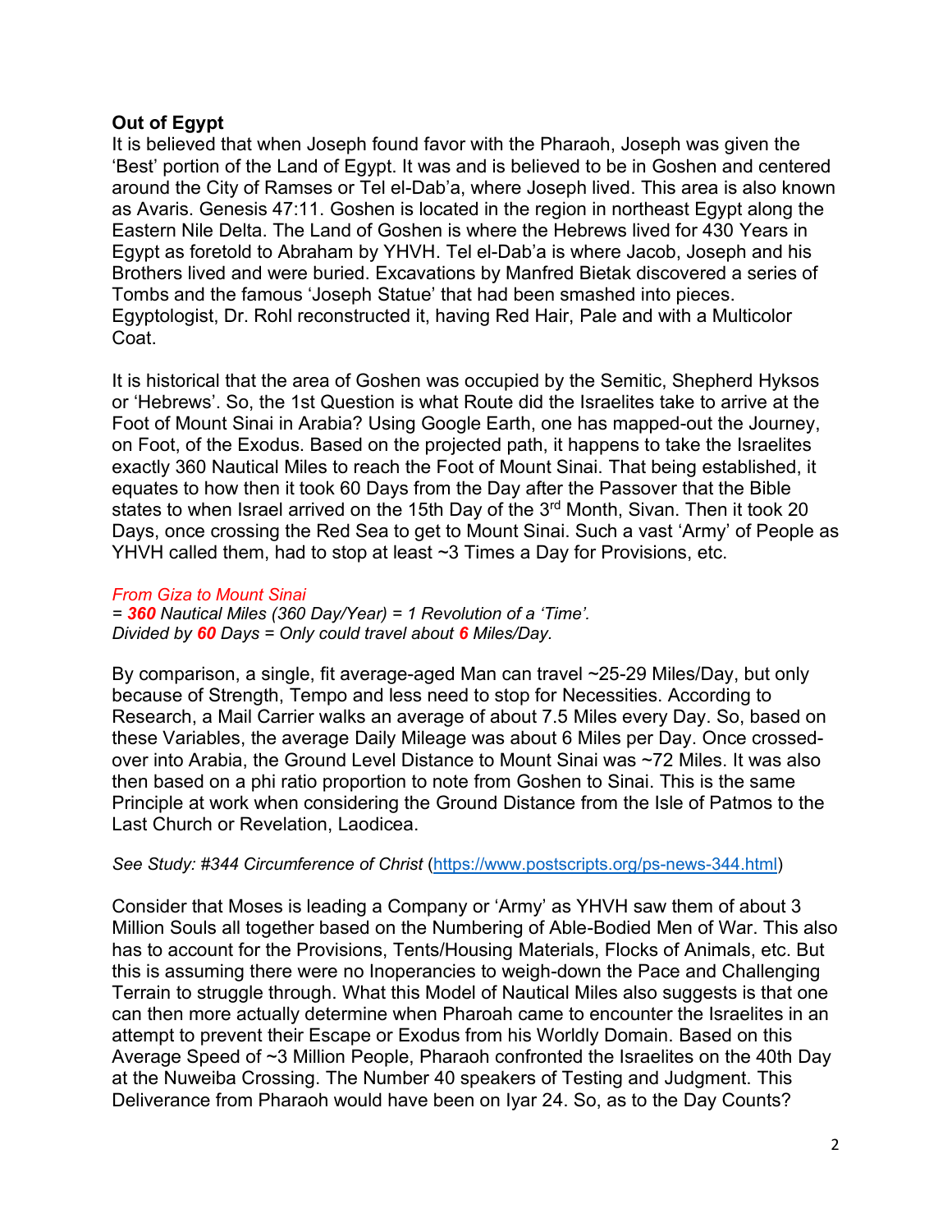**Out of Egypt**

It is believed that when Joseph found favor with the Pharaoh, Joseph was given the 'Best' portion of the Land of Egypt. It was and is believed to be in Goshen and centered around the City of Ramses or Tel el-Dab'a, where Joseph lived. This area is also known as Avaris. Genesis 47:11. Goshen is located in the region in northeast Egypt along the Eastern Nile Delta. The Land of Goshen is where the Hebrews lived for 430 Years in Egypt as foretold to Abraham by YHVH. Tel el-Dab'a is where Jacob, Joseph and his Brothers lived and were buried. Excavations by Manfred Bietak discovered a series of Tombs and the famous 'Joseph Statue' that had been smashed into pieces. Egyptologist, Dr. Rohl reconstructed it, having Red Hair, Pale and with a Multicolor Coat.

It is historical that the area of Goshen was occupied by the Semitic, Shepherd Hyksos or 'Hebrews'. So, the 1st Question is what Route did the Israelites take to arrive at the Foot of Mount Sinai in Arabia? Using Google Earth, one has mapped-out the Journey, on Foot, of the Exodus. Based on the projected path, it happens to take the Israelites exactly 360 Nautical Miles to reach the Foot of Mount Sinai. That being established, it equates to how then it took 60 Days from the Day after the Passover that the Bible states to when Israel arrived on the 15th Day of the 3rd Month, Sivan. Then it took 20 Days, once crossing the Red Sea to get to Mount Sinai. Such a vast 'Army' of People as YHVH called them, had to stop at least ~3 Times a Day for Provisions, etc.

*From Giza to Mount Sinai*
*= **360** Nautical Miles (360 Day/Year) = 1 Revolution of a 'Time'.*
*Divided by **60** Days = Only could travel about **6** Miles/Day.*

By comparison, a single, fit average-aged Man can travel ~25-29 Miles/Day, but only because of Strength, Tempo and less need to stop for Necessities. According to Research, a Mail Carrier walks an average of about 7.5 Miles every Day. So, based on these Variables, the average Daily Mileage was about 6 Miles per Day. Once crossed-over into Arabia, the Ground Level Distance to Mount Sinai was ~72 Miles. It was also then based on a phi ratio proportion to note from Goshen to Sinai. This is the same Principle at work when considering the Ground Distance from the Isle of Patmos to the Last Church or Revelation, Laodicea.

*See Study: #344 Circumference of Christ* (https://www.postscripts.org/ps-news-344.html)

Consider that Moses is leading a Company or 'Army' as YHVH saw them of about 3 Million Souls all together based on the Numbering of Able-Bodied Men of War. This also has to account for the Provisions, Tents/Housing Materials, Flocks of Animals, etc. But this is assuming there were no Inoperancies to weigh-down the Pace and Challenging Terrain to struggle through. What this Model of Nautical Miles also suggests is that one can then more actually determine when Pharoah came to encounter the Israelites in an attempt to prevent their Escape or Exodus from his Worldly Domain. Based on this Average Speed of ~3 Million People, Pharaoh confronted the Israelites on the 40th Day at the Nuweiba Crossing. The Number 40 speakers of Testing and Judgment. This Deliverance from Pharaoh would have been on Iyar 24. So, as to the Day Counts?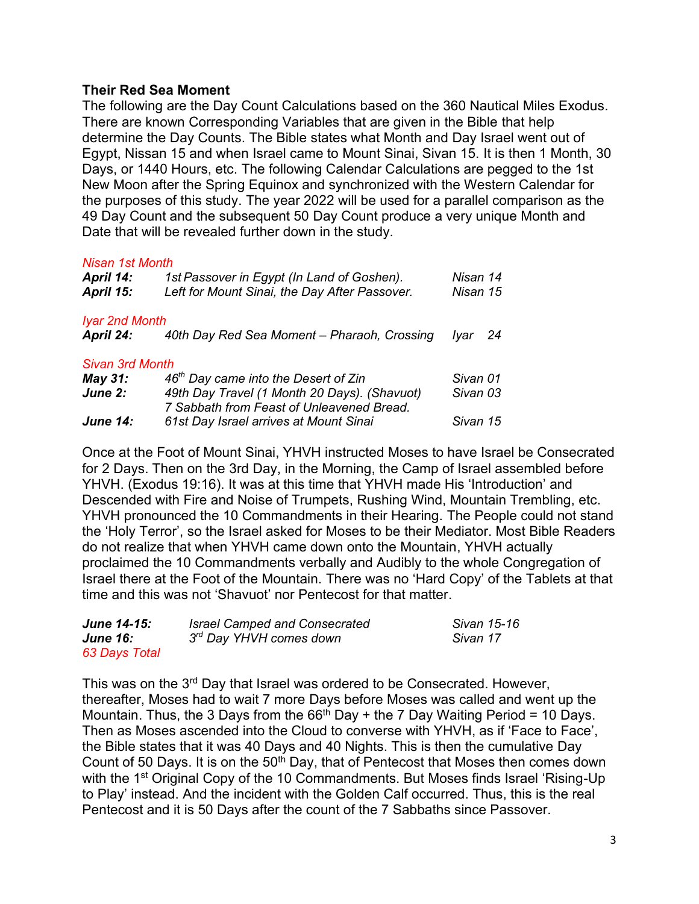**Their Red Sea Moment**

The following are the Day Count Calculations based on the 360 Nautical Miles Exodus. There are known Corresponding Variables that are given in the Bible that help determine the Day Counts. The Bible states what Month and Day Israel went out of Egypt, Nissan 15 and when Israel came to Mount Sinai, Sivan 15. It is then 1 Month, 30 Days, or 1440 Hours, etc. The following Calendar Calculations are pegged to the 1st New Moon after the Spring Equinox and synchronized with the Western Calendar for the purposes of this study. The year 2022 will be used for a parallel comparison as the 49 Day Count and the subsequent 50 Day Count produce a very unique Month and Date that will be revealed further down in the study.

*Nisan 1st Month*

| | | |
|---|---|---|
| ***April 14:*** | *1st Passover in Egypt (In Land of Goshen).* | *Nisan 14* |
| ***April 15:*** | *Left for Mount Sinai, the Day After Passover.* | *Nisan 15* |

*Iyar 2nd Month*

| | | |
|---|---|---|
| ***April 24:*** | *40th Day Red Sea Moment – Pharaoh, Crossing* | *Iyar 24* |

*Sivan 3rd Month*

| | | |
|---|---|---|
| ***May 31:*** | *46th Day came into the Desert of Zin* | *Sivan 01* |
| ***June 2:*** | *49th Day Travel (1 Month 20 Days). (Shavuot) 7 Sabbath from Feast of Unleavened Bread.* | *Sivan 03* |
| ***June 14:*** | *61st Day Israel arrives at Mount Sinai* | *Sivan 15* |

Once at the Foot of Mount Sinai, YHVH instructed Moses to have Israel be Consecrated for 2 Days. Then on the 3rd Day, in the Morning, the Camp of Israel assembled before YHVH. (Exodus 19:16). It was at this time that YHVH made His 'Introduction' and Descended with Fire and Noise of Trumpets, Rushing Wind, Mountain Trembling, etc. YHVH pronounced the 10 Commandments in their Hearing. The People could not stand the 'Holy Terror', so the Israel asked for Moses to be their Mediator. Most Bible Readers do not realize that when YHVH came down onto the Mountain, YHVH actually proclaimed the 10 Commandments verbally and Audibly to the whole Congregation of Israel there at the Foot of the Mountain. There was no 'Hard Copy' of the Tablets at that time and this was not 'Shavuot' nor Pentecost for that matter.

| | | |
|---|---|---|
| ***June 14-15:*** | *Israel Camped and Consecrated* | *Sivan 15-16* |
| ***June 16:*** | *3rd Day YHVH comes down* | *Sivan 17* |
| *63 Days Total* | | |

This was on the 3rd Day that Israel was ordered to be Consecrated. However, thereafter, Moses had to wait 7 more Days before Moses was called and went up the Mountain. Thus, the 3 Days from the 66th Day + the 7 Day Waiting Period = 10 Days. Then as Moses ascended into the Cloud to converse with YHVH, as if 'Face to Face', the Bible states that it was 40 Days and 40 Nights. This is then the cumulative Day Count of 50 Days. It is on the 50th Day, that of Pentecost that Moses then comes down with the 1st Original Copy of the 10 Commandments. But Moses finds Israel 'Rising-Up to Play' instead. And the incident with the Golden Calf occurred. Thus, this is the real Pentecost and it is 50 Days after the count of the 7 Sabbaths since Passover.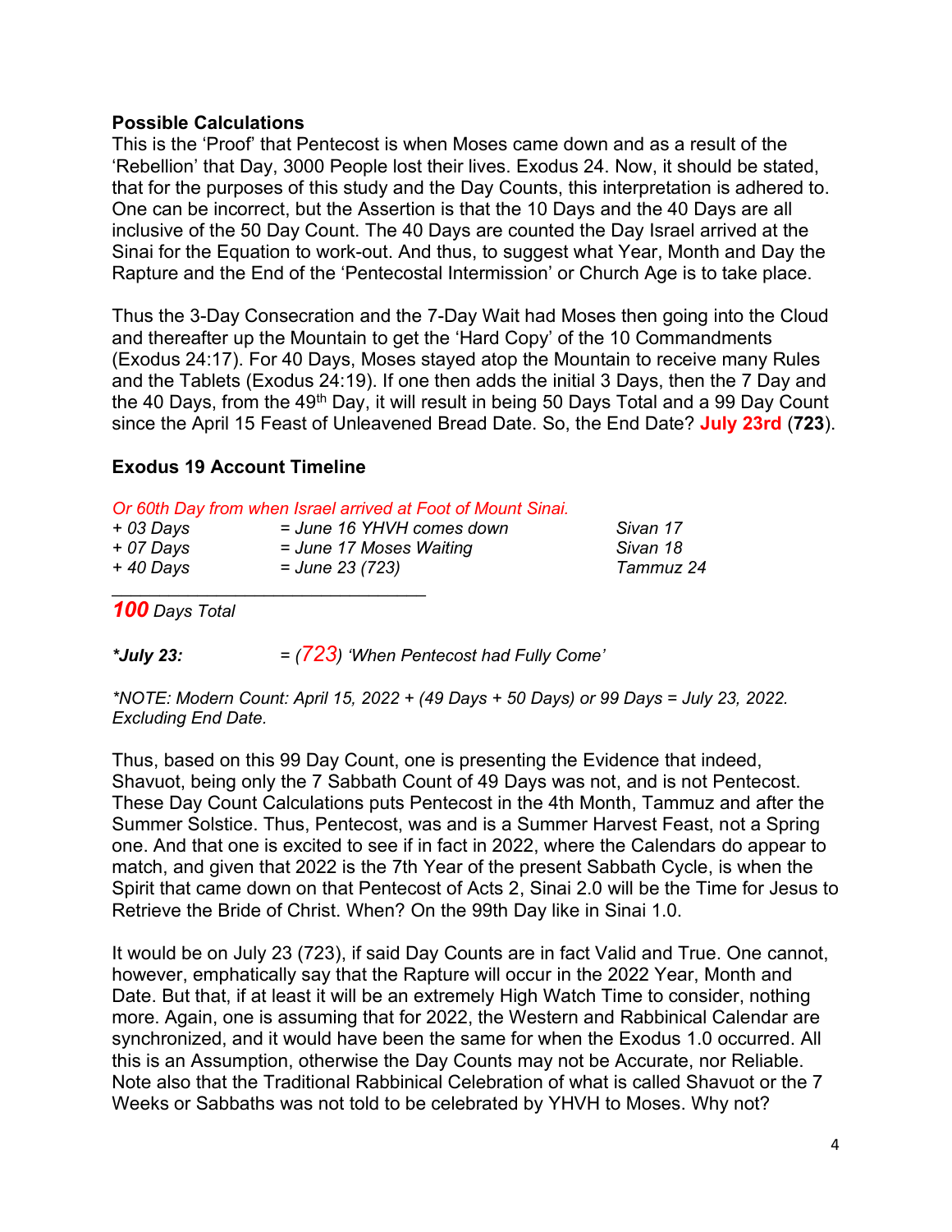**Possible Calculations**

This is the 'Proof' that Pentecost is when Moses came down and as a result of the 'Rebellion' that Day, 3000 People lost their lives. Exodus 24. Now, it should be stated, that for the purposes of this study and the Day Counts, this interpretation is adhered to. One can be incorrect, but the Assertion is that the 10 Days and the 40 Days are all inclusive of the 50 Day Count. The 40 Days are counted the Day Israel arrived at the Sinai for the Equation to work-out. And thus, to suggest what Year, Month and Day the Rapture and the End of the 'Pentecostal Intermission' or Church Age is to take place.

Thus the 3-Day Consecration and the 7-Day Wait had Moses then going into the Cloud and thereafter up the Mountain to get the 'Hard Copy' of the 10 Commandments (Exodus 24:17). For 40 Days, Moses stayed atop the Mountain to receive many Rules and the Tablets (Exodus 24:19). If one then adds the initial 3 Days, then the 7 Day and the 40 Days, from the 49th Day, it will result in being 50 Days Total and a 99 Day Count since the April 15 Feast of Unleavened Bread Date. So, the End Date? **July 23rd** (**723**).

**Exodus 19 Account Timeline**

*Or 60th Day from when Israel arrived at Foot of Mount Sinai.*

| | | |
|---|---|---|
| *+ 03 Days* | *= June 16 YHVH comes down* | *Sivan 17* |
| *+ 07 Days* | *= June 17 Moses Waiting* | *Sivan 18* |
| *+ 40 Days* | *= June 23 (723)* | *Tammuz 24* |

***100*** *Days Total*

***July 23:*** *= (723) 'When Pentecost had Fully Come'*

**NOTE: Modern Count: April 15, 2022 + (49 Days + 50 Days) or 99 Days = July 23, 2022. Excluding End Date.*

Thus, based on this 99 Day Count, one is presenting the Evidence that indeed, Shavuot, being only the 7 Sabbath Count of 49 Days was not, and is not Pentecost. These Day Count Calculations puts Pentecost in the 4th Month, Tammuz and after the Summer Solstice. Thus, Pentecost, was and is a Summer Harvest Feast, not a Spring one. And that one is excited to see if in fact in 2022, where the Calendars do appear to match, and given that 2022 is the 7th Year of the present Sabbath Cycle, is when the Spirit that came down on that Pentecost of Acts 2, Sinai 2.0 will be the Time for Jesus to Retrieve the Bride of Christ. When? On the 99th Day like in Sinai 1.0.

It would be on July 23 (723), if said Day Counts are in fact Valid and True. One cannot, however, emphatically say that the Rapture will occur in the 2022 Year, Month and Date. But that, if at least it will be an extremely High Watch Time to consider, nothing more. Again, one is assuming that for 2022, the Western and Rabbinical Calendar are synchronized, and it would have been the same for when the Exodus 1.0 occurred. All this is an Assumption, otherwise the Day Counts may not be Accurate, nor Reliable. Note also that the Traditional Rabbinical Celebration of what is called Shavuot or the 7 Weeks or Sabbaths was not told to be celebrated by YHVH to Moses. Why not?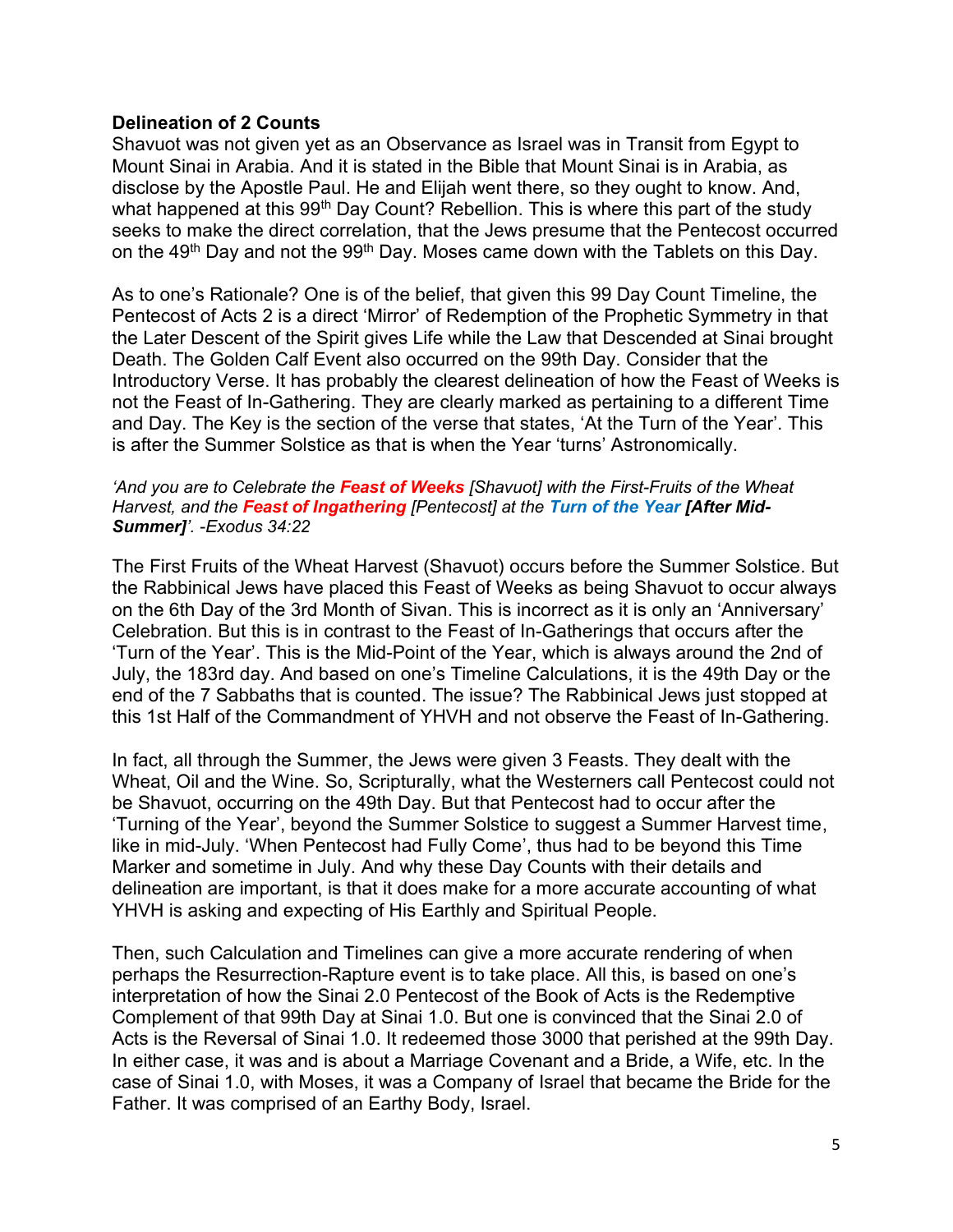**Delineation of 2 Counts**

Shavuot was not given yet as an Observance as Israel was in Transit from Egypt to Mount Sinai in Arabia. And it is stated in the Bible that Mount Sinai is in Arabia, as disclose by the Apostle Paul. He and Elijah went there, so they ought to know. And, what happened at this 99th Day Count? Rebellion. This is where this part of the study seeks to make the direct correlation, that the Jews presume that the Pentecost occurred on the 49th Day and not the 99th Day. Moses came down with the Tablets on this Day.

As to one's Rationale? One is of the belief, that given this 99 Day Count Timeline, the Pentecost of Acts 2 is a direct 'Mirror' of Redemption of the Prophetic Symmetry in that the Later Descent of the Spirit gives Life while the Law that Descended at Sinai brought Death. The Golden Calf Event also occurred on the 99th Day. Consider that the Introductory Verse. It has probably the clearest delineation of how the Feast of Weeks is not the Feast of In-Gathering. They are clearly marked as pertaining to a different Time and Day. The Key is the section of the verse that states, 'At the Turn of the Year'. This is after the Summer Solstice as that is when the Year 'turns' Astronomically.

*'And you are to Celebrate the **Feast of Weeks** [Shavuot] with the First-Fruits of the Wheat Harvest, and the **Feast of Ingathering** [Pentecost] at the **Turn of the Year** **[After Mid-Summer]**'. -Exodus 34:22*

The First Fruits of the Wheat Harvest (Shavuot) occurs before the Summer Solstice. But the Rabbinical Jews have placed this Feast of Weeks as being Shavuot to occur always on the 6th Day of the 3rd Month of Sivan. This is incorrect as it is only an 'Anniversary' Celebration. But this is in contrast to the Feast of In-Gatherings that occurs after the 'Turn of the Year'. This is the Mid-Point of the Year, which is always around the 2nd of July, the 183rd day. And based on one's Timeline Calculations, it is the 49th Day or the end of the 7 Sabbaths that is counted. The issue? The Rabbinical Jews just stopped at this 1st Half of the Commandment of YHVH and not observe the Feast of In-Gathering.

In fact, all through the Summer, the Jews were given 3 Feasts. They dealt with the Wheat, Oil and the Wine. So, Scripturally, what the Westerners call Pentecost could not be Shavuot, occurring on the 49th Day. But that Pentecost had to occur after the 'Turning of the Year', beyond the Summer Solstice to suggest a Summer Harvest time, like in mid-July. 'When Pentecost had Fully Come', thus had to be beyond this Time Marker and sometime in July. And why these Day Counts with their details and delineation are important, is that it does make for a more accurate accounting of what YHVH is asking and expecting of His Earthly and Spiritual People.

Then, such Calculation and Timelines can give a more accurate rendering of when perhaps the Resurrection-Rapture event is to take place. All this, is based on one's interpretation of how the Sinai 2.0 Pentecost of the Book of Acts is the Redemptive Complement of that 99th Day at Sinai 1.0. But one is convinced that the Sinai 2.0 of Acts is the Reversal of Sinai 1.0. It redeemed those 3000 that perished at the 99th Day. In either case, it was and is about a Marriage Covenant and a Bride, a Wife, etc. In the case of Sinai 1.0, with Moses, it was a Company of Israel that became the Bride for the Father. It was comprised of an Earthy Body, Israel.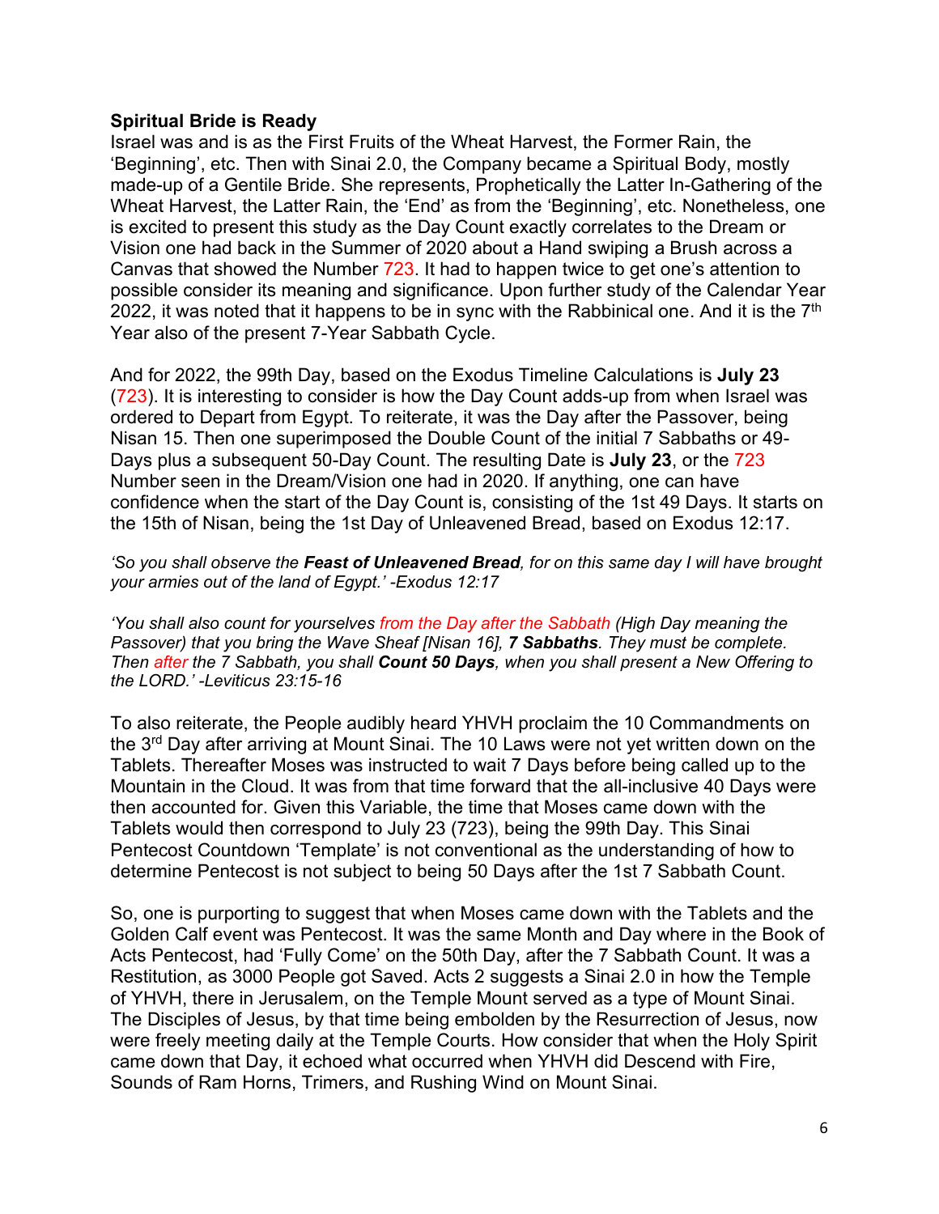**Spiritual Bride is Ready**

Israel was and is as the First Fruits of the Wheat Harvest, the Former Rain, the 'Beginning', etc. Then with Sinai 2.0, the Company became a Spiritual Body, mostly made-up of a Gentile Bride. She represents, Prophetically the Latter In-Gathering of the Wheat Harvest, the Latter Rain, the 'End' as from the 'Beginning', etc. Nonetheless, one is excited to present this study as the Day Count exactly correlates to the Dream or Vision one had back in the Summer of 2020 about a Hand swiping a Brush across a Canvas that showed the Number 723. It had to happen twice to get one's attention to possible consider its meaning and significance. Upon further study of the Calendar Year 2022, it was noted that it happens to be in sync with the Rabbinical one. And it is the 7th Year also of the present 7-Year Sabbath Cycle.

And for 2022, the 99th Day, based on the Exodus Timeline Calculations is **July 23** (723). It is interesting to consider is how the Day Count adds-up from when Israel was ordered to Depart from Egypt. To reiterate, it was the Day after the Passover, being Nisan 15. Then one superimposed the Double Count of the initial 7 Sabbaths or 49-Days plus a subsequent 50-Day Count. The resulting Date is **July 23**, or the 723 Number seen in the Dream/Vision one had in 2020. If anything, one can have confidence when the start of the Day Count is, consisting of the 1st 49 Days. It starts on the 15th of Nisan, being the 1st Day of Unleavened Bread, based on Exodus 12:17.

*'So you shall observe the **Feast of Unleavened Bread**, for on this same day I will have brought your armies out of the land of Egypt.' -Exodus 12:17*

*'You shall also count for yourselves from the Day after the Sabbath (High Day meaning the Passover) that you bring the Wave Sheaf [Nisan 16], **7 Sabbaths**. They must be complete. Then after the 7 Sabbath, you shall **Count 50 Days**, when you shall present a New Offering to the LORD.' -Leviticus 23:15-16*

To also reiterate, the People audibly heard YHVH proclaim the 10 Commandments on the 3rd Day after arriving at Mount Sinai. The 10 Laws were not yet written down on the Tablets. Thereafter Moses was instructed to wait 7 Days before being called up to the Mountain in the Cloud. It was from that time forward that the all-inclusive 40 Days were then accounted for. Given this Variable, the time that Moses came down with the Tablets would then correspond to July 23 (723), being the 99th Day. This Sinai Pentecost Countdown 'Template' is not conventional as the understanding of how to determine Pentecost is not subject to being 50 Days after the 1st 7 Sabbath Count.

So, one is purporting to suggest that when Moses came down with the Tablets and the Golden Calf event was Pentecost. It was the same Month and Day where in the Book of Acts Pentecost, had 'Fully Come' on the 50th Day, after the 7 Sabbath Count. It was a Restitution, as 3000 People got Saved. Acts 2 suggests a Sinai 2.0 in how the Temple of YHVH, there in Jerusalem, on the Temple Mount served as a type of Mount Sinai. The Disciples of Jesus, by that time being embolden by the Resurrection of Jesus, now were freely meeting daily at the Temple Courts. How consider that when the Holy Spirit came down that Day, it echoed what occurred when YHVH did Descend with Fire, Sounds of Ram Horns, Trimers, and Rushing Wind on Mount Sinai.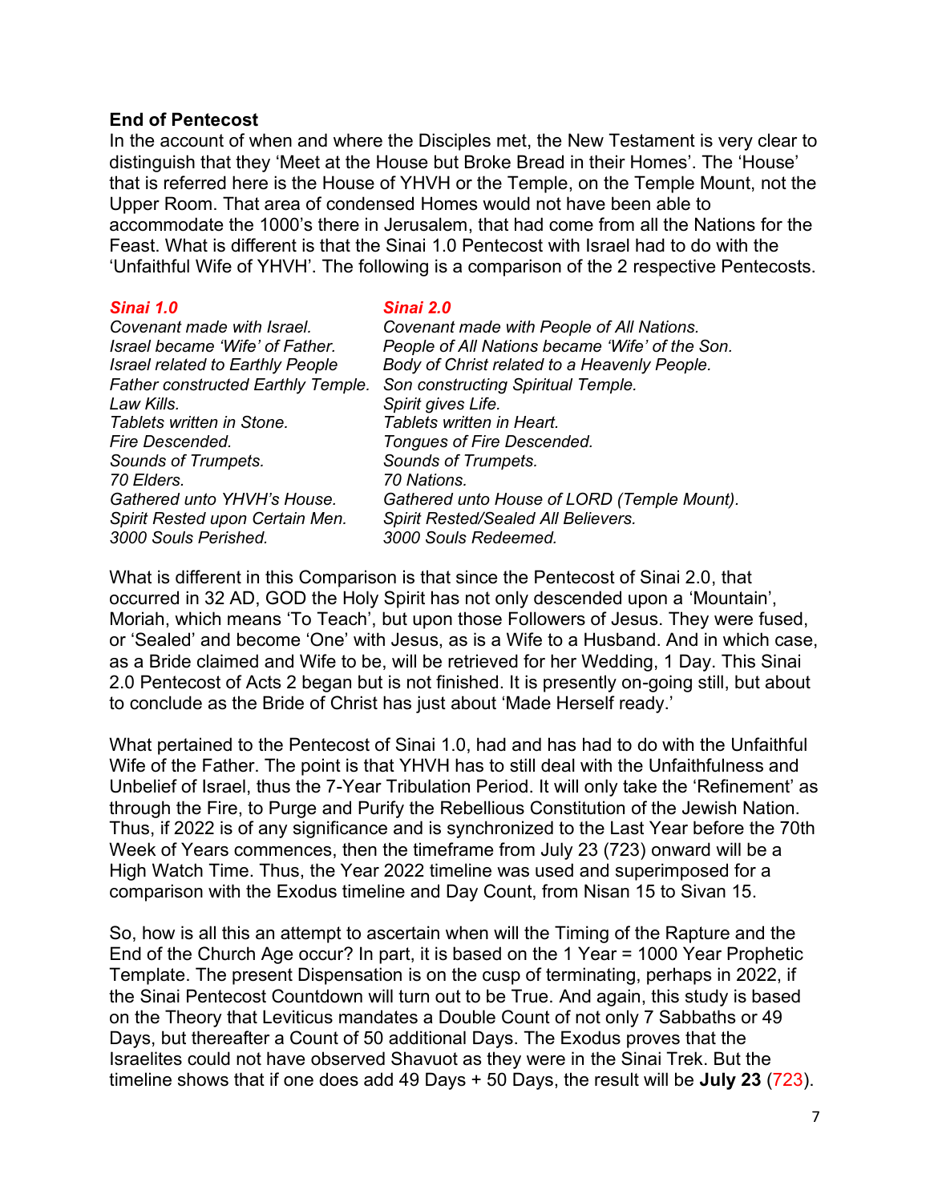**End of Pentecost**

In the account of when and where the Disciples met, the New Testament is very clear to distinguish that they 'Meet at the House but Broke Bread in their Homes'. The 'House' that is referred here is the House of YHVH or the Temple, on the Temple Mount, not the Upper Room. That area of condensed Homes would not have been able to accommodate the 1000's there in Jerusalem, that had come from all the Nations for the Feast. What is different is that the Sinai 1.0 Pentecost with Israel had to do with the 'Unfaithful Wife of YHVH'. The following is a comparison of the 2 respective Pentecosts.

| ***Sinai 1.0*** | ***Sinai 2.0*** |
|---|---|
| *Covenant made with Israel.* | *Covenant made with People of All Nations.* |
| *Israel became 'Wife' of Father.* | *People of All Nations became 'Wife' of the Son.* |
| *Israel related to Earthly People* | *Body of Christ related to a Heavenly People.* |
| *Father constructed Earthly Temple.* | *Son constructing Spiritual Temple.* |
| *Law Kills.* | *Spirit gives Life.* |
| *Tablets written in Stone.* | *Tablets written in Heart.* |
| *Fire Descended.* | *Tongues of Fire Descended.* |
| *Sounds of Trumpets.* | *Sounds of Trumpets.* |
| *70 Elders.* | *70 Nations.* |
| *Gathered unto YHVH's House.* | *Gathered unto House of LORD (Temple Mount).* |
| *Spirit Rested upon Certain Men.* | *Spirit Rested/Sealed All Believers.* |
| *3000 Souls Perished.* | *3000 Souls Redeemed.* |

What is different in this Comparison is that since the Pentecost of Sinai 2.0, that occurred in 32 AD, GOD the Holy Spirit has not only descended upon a 'Mountain', Moriah, which means 'To Teach', but upon those Followers of Jesus. They were fused, or 'Sealed' and become 'One' with Jesus, as is a Wife to a Husband. And in which case, as a Bride claimed and Wife to be, will be retrieved for her Wedding, 1 Day. This Sinai 2.0 Pentecost of Acts 2 began but is not finished. It is presently on-going still, but about to conclude as the Bride of Christ has just about 'Made Herself ready.'

What pertained to the Pentecost of Sinai 1.0, had and has had to do with the Unfaithful Wife of the Father. The point is that YHVH has to still deal with the Unfaithfulness and Unbelief of Israel, thus the 7-Year Tribulation Period. It will only take the 'Refinement' as through the Fire, to Purge and Purify the Rebellious Constitution of the Jewish Nation. Thus, if 2022 is of any significance and is synchronized to the Last Year before the 70th Week of Years commences, then the timeframe from July 23 (723) onward will be a High Watch Time. Thus, the Year 2022 timeline was used and superimposed for a comparison with the Exodus timeline and Day Count, from Nisan 15 to Sivan 15.

So, how is all this an attempt to ascertain when will the Timing of the Rapture and the End of the Church Age occur? In part, it is based on the 1 Year = 1000 Year Prophetic Template. The present Dispensation is on the cusp of terminating, perhaps in 2022, if the Sinai Pentecost Countdown will turn out to be True. And again, this study is based on the Theory that Leviticus mandates a Double Count of not only 7 Sabbaths or 49 Days, but thereafter a Count of 50 additional Days. The Exodus proves that the Israelites could not have observed Shavuot as they were in the Sinai Trek. But the timeline shows that if one does add 49 Days + 50 Days, the result will be **July 23** (723).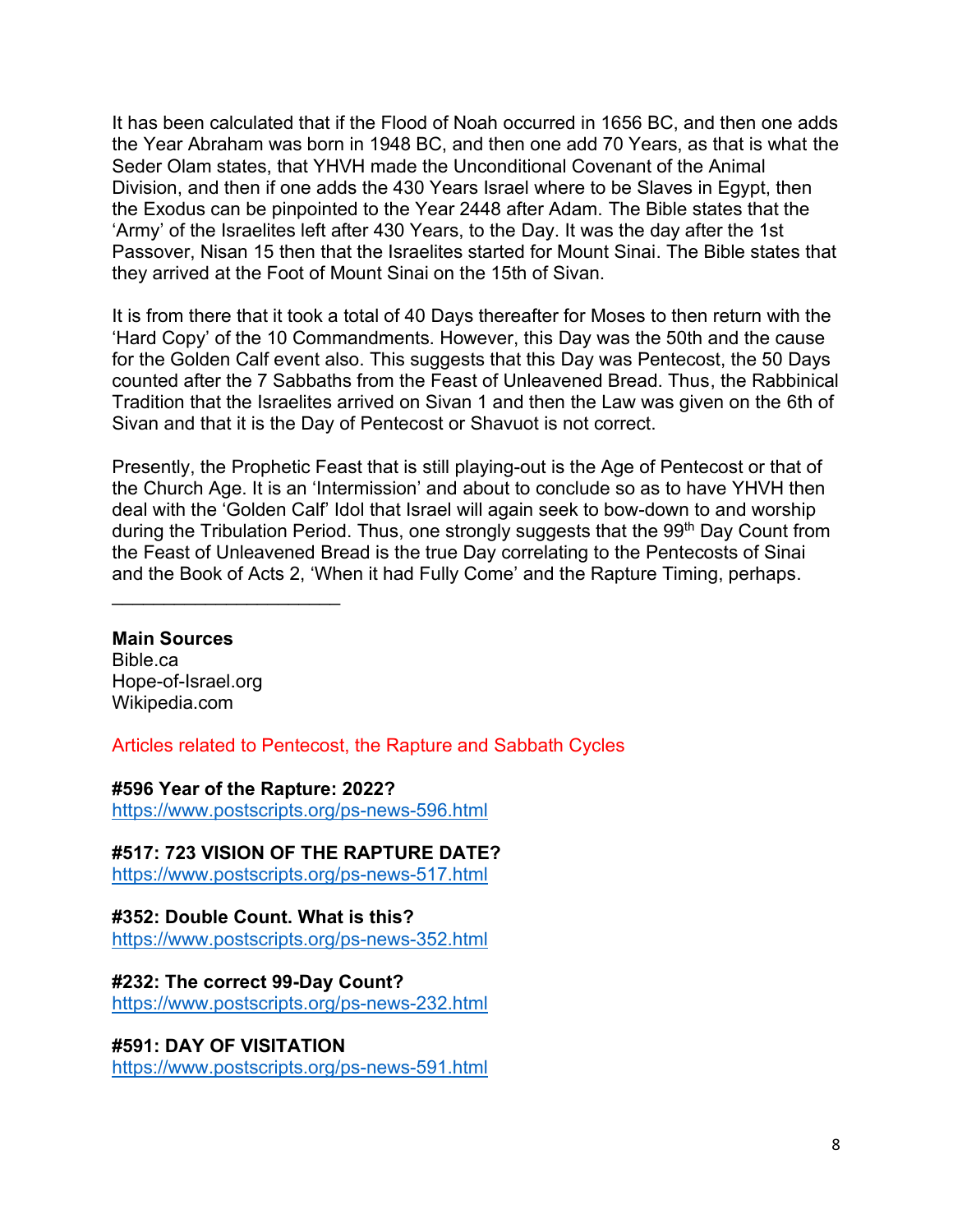It has been calculated that if the Flood of Noah occurred in 1656 BC, and then one adds the Year Abraham was born in 1948 BC, and then one add 70 Years, as that is what the Seder Olam states, that YHVH made the Unconditional Covenant of the Animal Division, and then if one adds the 430 Years Israel where to be Slaves in Egypt, then the Exodus can be pinpointed to the Year 2448 after Adam. The Bible states that the 'Army' of the Israelites left after 430 Years, to the Day. It was the day after the 1st Passover, Nisan 15 then that the Israelites started for Mount Sinai. The Bible states that they arrived at the Foot of Mount Sinai on the 15th of Sivan.

It is from there that it took a total of 40 Days thereafter for Moses to then return with the 'Hard Copy' of the 10 Commandments. However, this Day was the 50th and the cause for the Golden Calf event also. This suggests that this Day was Pentecost, the 50 Days counted after the 7 Sabbaths from the Feast of Unleavened Bread. Thus, the Rabbinical Tradition that the Israelites arrived on Sivan 1 and then the Law was given on the 6th of Sivan and that it is the Day of Pentecost or Shavuot is not correct.

Presently, the Prophetic Feast that is still playing-out is the Age of Pentecost or that of the Church Age. It is an 'Intermission' and about to conclude so as to have YHVH then deal with the 'Golden Calf' Idol that Israel will again seek to bow-down to and worship during the Tribulation Period. Thus, one strongly suggests that the 99th Day Count from the Feast of Unleavened Bread is the true Day correlating to the Pentecosts of Sinai and the Book of Acts 2, 'When it had Fully Come' and the Rapture Timing, perhaps.

______________________

**Main Sources**
Bible.ca
Hope-of-Israel.org
Wikipedia.com

Articles related to Pentecost, the Rapture and Sabbath Cycles

**#596 Year of the Rapture: 2022?**
https://www.postscripts.org/ps-news-596.html

**#517: 723 VISION OF THE RAPTURE DATE?**
https://www.postscripts.org/ps-news-517.html

**#352: Double Count. What is this?**
https://www.postscripts.org/ps-news-352.html

**#232: The correct 99-Day Count?**
https://www.postscripts.org/ps-news-232.html

**#591: DAY OF VISITATION**
https://www.postscripts.org/ps-news-591.html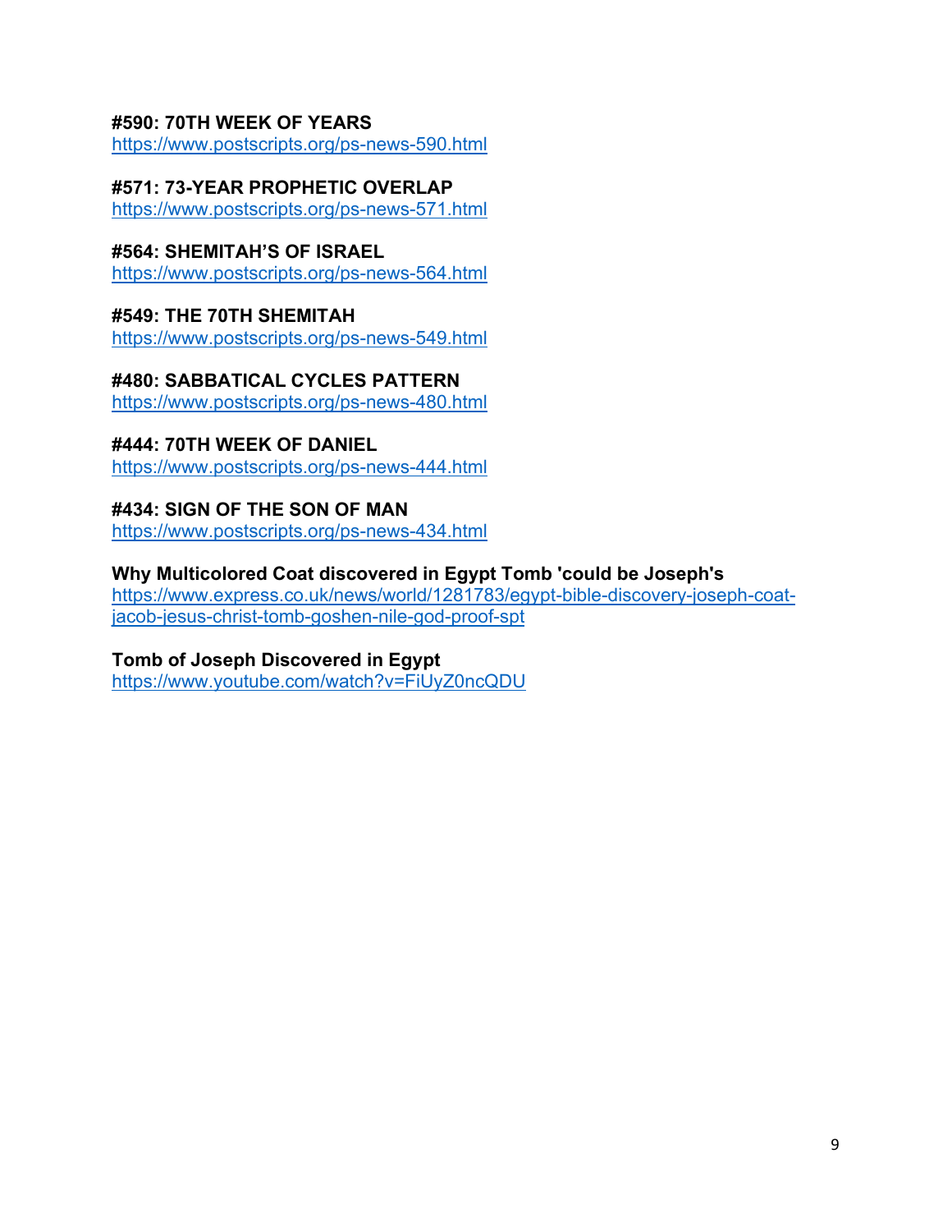**#590: 70TH WEEK OF YEARS**
https://www.postscripts.org/ps-news-590.html

**#571: 73-YEAR PROPHETIC OVERLAP**
https://www.postscripts.org/ps-news-571.html

**#564: SHEMITAH'S OF ISRAEL**
https://www.postscripts.org/ps-news-564.html

**#549: THE 70TH SHEMITAH**
https://www.postscripts.org/ps-news-549.html

**#480: SABBATICAL CYCLES PATTERN**
https://www.postscripts.org/ps-news-480.html

**#444: 70TH WEEK OF DANIEL**
https://www.postscripts.org/ps-news-444.html

**#434: SIGN OF THE SON OF MAN**
https://www.postscripts.org/ps-news-434.html

**Why Multicolored Coat discovered in Egypt Tomb 'could be Joseph's**
https://www.express.co.uk/news/world/1281783/egypt-bible-discovery-joseph-coat-jacob-jesus-christ-tomb-goshen-nile-god-proof-spt

**Tomb of Joseph Discovered in Egypt**
https://www.youtube.com/watch?v=FiUyZ0ncQDU